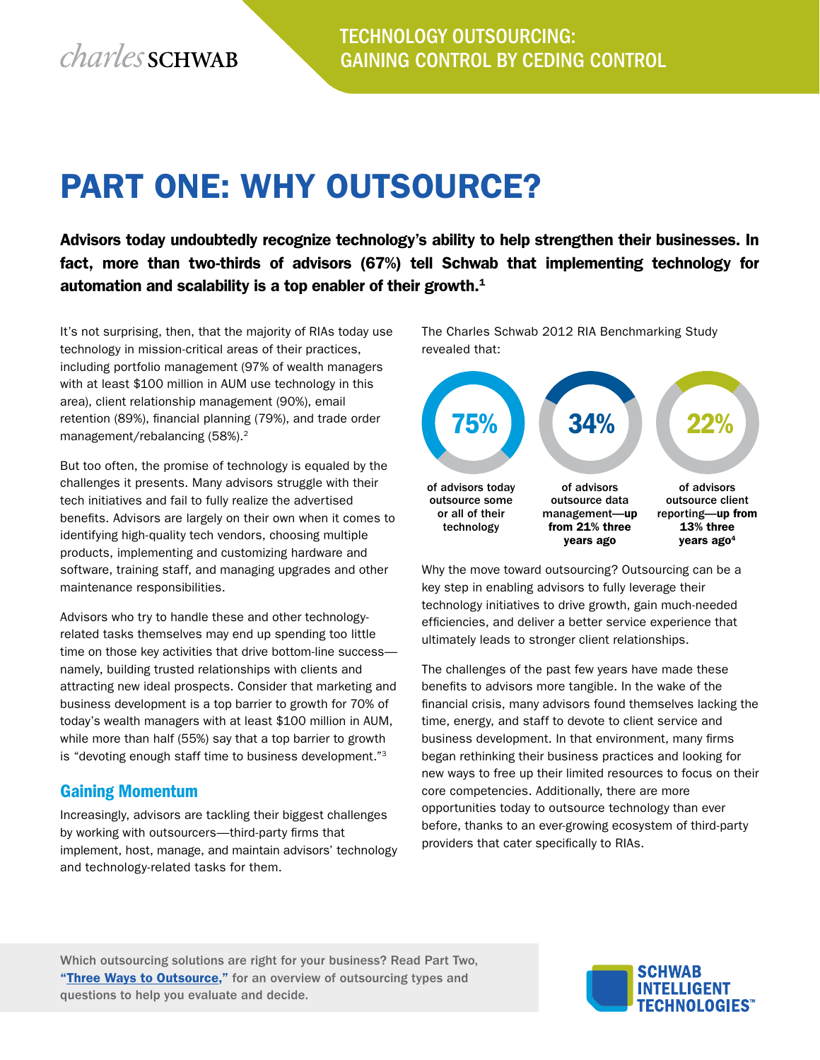# PART ONE: WHY OUTSOURCE?

**Advisors today undoubtedly recognize technology's ability to help strengthen their businesses. In fact, more than two-thirds of advisors (67%) tell Schwab that implementing technology for automation and scalability is a top enabler of their growth.[1]**

It's not surprising, then, that the majority of RIAs today use technology in mission-critical areas of their practices, including portfolio management (97% of wealth managers with at least $100 million in AUM use technology in this area), client relationship management (90%), email retention (89%), financial planning (79%), and trade order management/rebalancing (58%).[2]

But too often, the promise of technology is equaled by the challenges it presents. Many advisors struggle with their tech initiatives and fail to fully realize the advertised benefits. Advisors are largely on their own when it comes to identifying high-quality tech vendors, choosing multiple products, implementing and customizing hardware and software, training staff, and managing upgrades and other maintenance responsibilities.

Advisors who try to handle these and other technology-related tasks themselves may end up spending too little time on those key activities that drive bottom-line success—namely, building trusted relationships with clients and attracting new ideal prospects. Consider that marketing and business development is a top barrier to growth for 70% of today's wealth managers with at least $100 million in AUM, while more than half (55%) say that a top barrier to growth is "devoting enough staff time to business development."[3]

## Gaining Momentum

Increasingly, advisors are tackling their biggest challenges by working with outsourcers—third-party firms that implement, host, manage, and maintain advisors' technology and technology-related tasks for them.

The Charles Schwab 2012 RIA Benchmarking Study revealed that:

- **75%** of advisors today outsource some or all of their technology
- **34%** of advisors outsource data management—up from 21% three years ago
- **22%** of advisors outsource client reporting—up from 13% three years ago[4]

Why the move toward outsourcing? Outsourcing can be a key step in enabling advisors to fully leverage their technology initiatives to drive growth, gain much-needed efficiencies, and deliver a better service experience that ultimately leads to stronger client relationships.

The challenges of the past few years have made these benefits to advisors more tangible. In the wake of the financial crisis, many advisors found themselves lacking the time, energy, and staff to devote to client service and business development. In that environment, many firms began rethinking their business practices and looking for new ways to free up their limited resources to focus on their core competencies. Additionally, there are more opportunities today to outsource technology than ever before, thanks to an ever-growing ecosystem of third-party providers that cater specifically to RIAs.

**Which outsourcing solutions are right for your business? Read Part Two, "Three Ways to Outsource," for an overview of outsourcing types and questions to help you evaluate and decide.**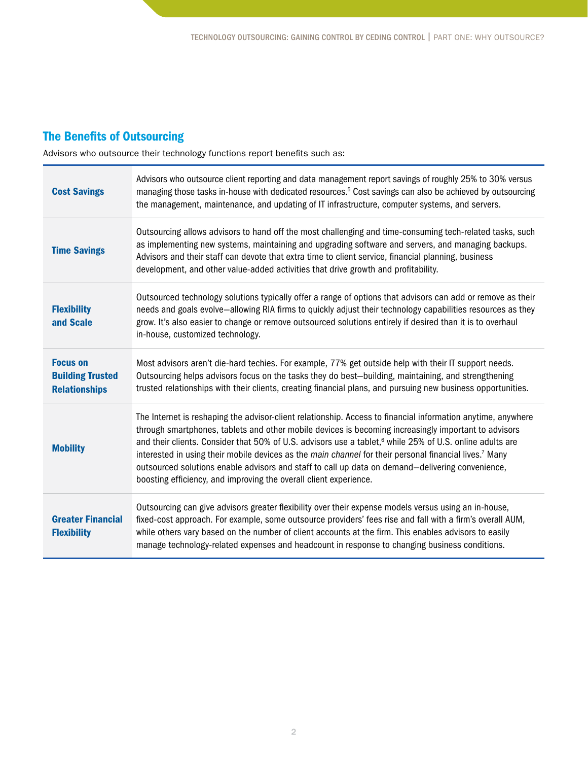## The Benefits of Outsourcing

Advisors who outsource their technology functions report benefits such as:

| | |
|---|---|
| **Cost Savings** | Advisors who outsource client reporting and data management report savings of roughly 25% to 30% versus managing those tasks in-house with dedicated resources.[5] Cost savings can also be achieved by outsourcing the management, maintenance, and updating of IT infrastructure, computer systems, and servers. |
| **Time Savings** | Outsourcing allows advisors to hand off the most challenging and time-consuming tech-related tasks, such as implementing new systems, maintaining and upgrading software and servers, and managing backups. Advisors and their staff can devote that extra time to client service, financial planning, business development, and other value-added activities that drive growth and profitability. |
| **Flexibility and Scale** | Outsourced technology solutions typically offer a range of options that advisors can add or remove as their needs and goals evolve—allowing RIA firms to quickly adjust their technology capabilities resources as they grow. It's also easier to change or remove outsourced solutions entirely if desired than it is to overhaul in-house, customized technology. |
| **Focus on Building Trusted Relationships** | Most advisors aren't die-hard techies. For example, 77% get outside help with their IT support needs. Outsourcing helps advisors focus on the tasks they do best—building, maintaining, and strengthening trusted relationships with their clients, creating financial plans, and pursuing new business opportunities. |
| **Mobility** | The Internet is reshaping the advisor-client relationship. Access to financial information anytime, anywhere through smartphones, tablets and other mobile devices is becoming increasingly important to advisors and their clients. Consider that 50% of U.S. advisors use a tablet,[6] while 25% of U.S. online adults are interested in using their mobile devices as the *main channel* for their personal financial lives.[7] Many outsourced solutions enable advisors and staff to call up data on demand—delivering convenience, boosting efficiency, and improving the overall client experience. |
| **Greater Financial Flexibility** | Outsourcing can give advisors greater flexibility over their expense models versus using an in-house, fixed-cost approach. For example, some outsource providers' fees rise and fall with a firm's overall AUM, while others vary based on the number of client accounts at the firm. This enables advisors to easily manage technology-related expenses and headcount in response to changing business conditions. |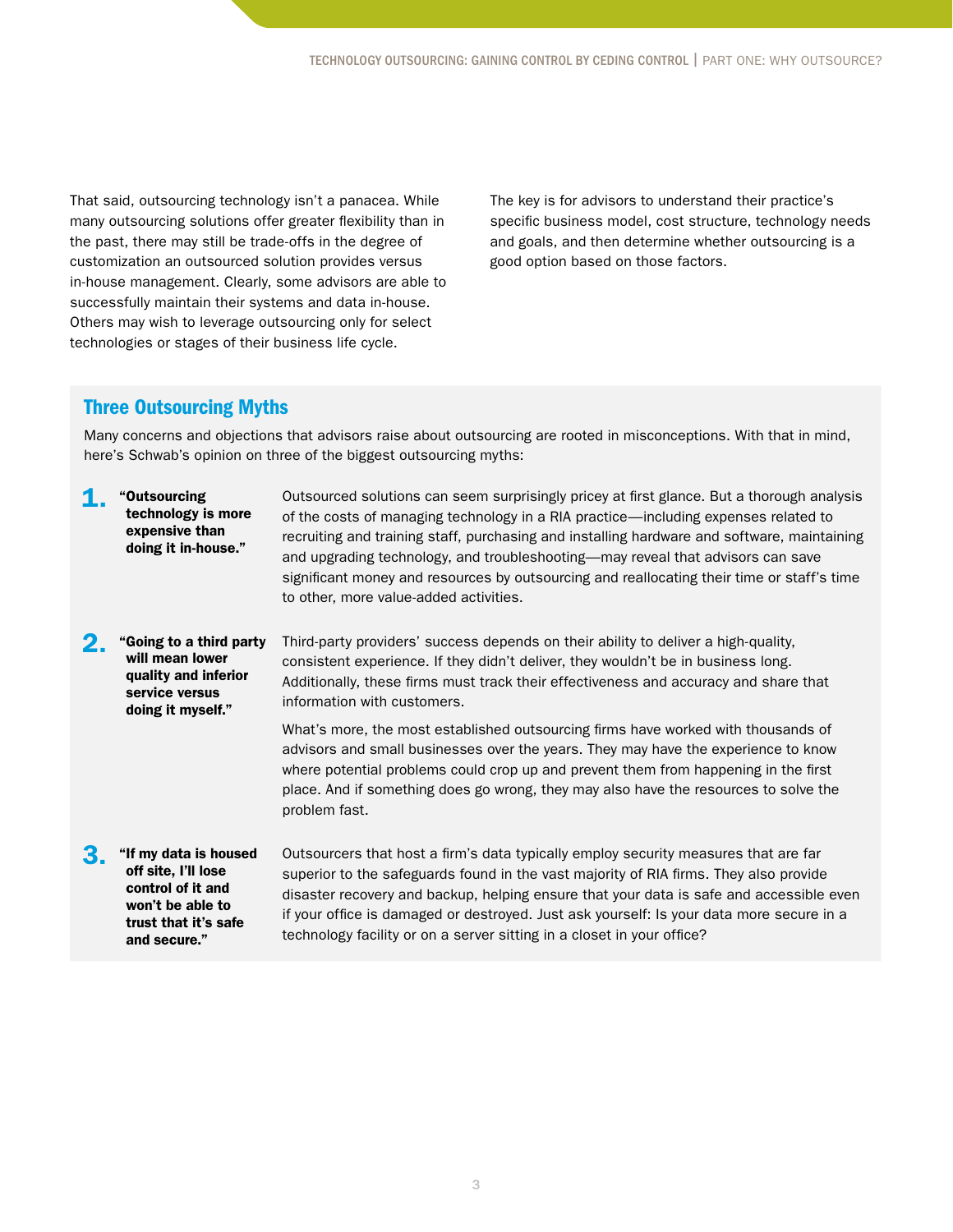That said, outsourcing technology isn't a panacea. While many outsourcing solutions offer greater flexibility than in the past, there may still be trade-offs in the degree of customization an outsourced solution provides versus in-house management. Clearly, some advisors are able to successfully maintain their systems and data in-house. Others may wish to leverage outsourcing only for select technologies or stages of their business life cycle.

The key is for advisors to understand their practice's specific business model, cost structure, technology needs and goals, and then determine whether outsourcing is a good option based on those factors.

## Three Outsourcing Myths

Many concerns and objections that advisors raise about outsourcing are rooted in misconceptions. With that in mind, here's Schwab's opinion on three of the biggest outsourcing myths:

**1. "Outsourcing technology is more expensive than doing it in-house."**

Outsourced solutions can seem surprisingly pricey at first glance. But a thorough analysis of the costs of managing technology in a RIA practice—including expenses related to recruiting and training staff, purchasing and installing hardware and software, maintaining and upgrading technology, and troubleshooting—may reveal that advisors can save significant money and resources by outsourcing and reallocating their time or staff's time to other, more value-added activities.

**2. "Going to a third party will mean lower quality and inferior service versus doing it myself."**

Third-party providers' success depends on their ability to deliver a high-quality, consistent experience. If they didn't deliver, they wouldn't be in business long. Additionally, these firms must track their effectiveness and accuracy and share that information with customers.

What's more, the most established outsourcing firms have worked with thousands of advisors and small businesses over the years. They may have the experience to know where potential problems could crop up and prevent them from happening in the first place. And if something does go wrong, they may also have the resources to solve the problem fast.

**3. "If my data is housed off site, I'll lose control of it and won't be able to trust that it's safe and secure."**

Outsourcers that host a firm's data typically employ security measures that are far superior to the safeguards found in the vast majority of RIA firms. They also provide disaster recovery and backup, helping ensure that your data is safe and accessible even if your office is damaged or destroyed. Just ask yourself: Is your data more secure in a technology facility or on a server sitting in a closet in your office?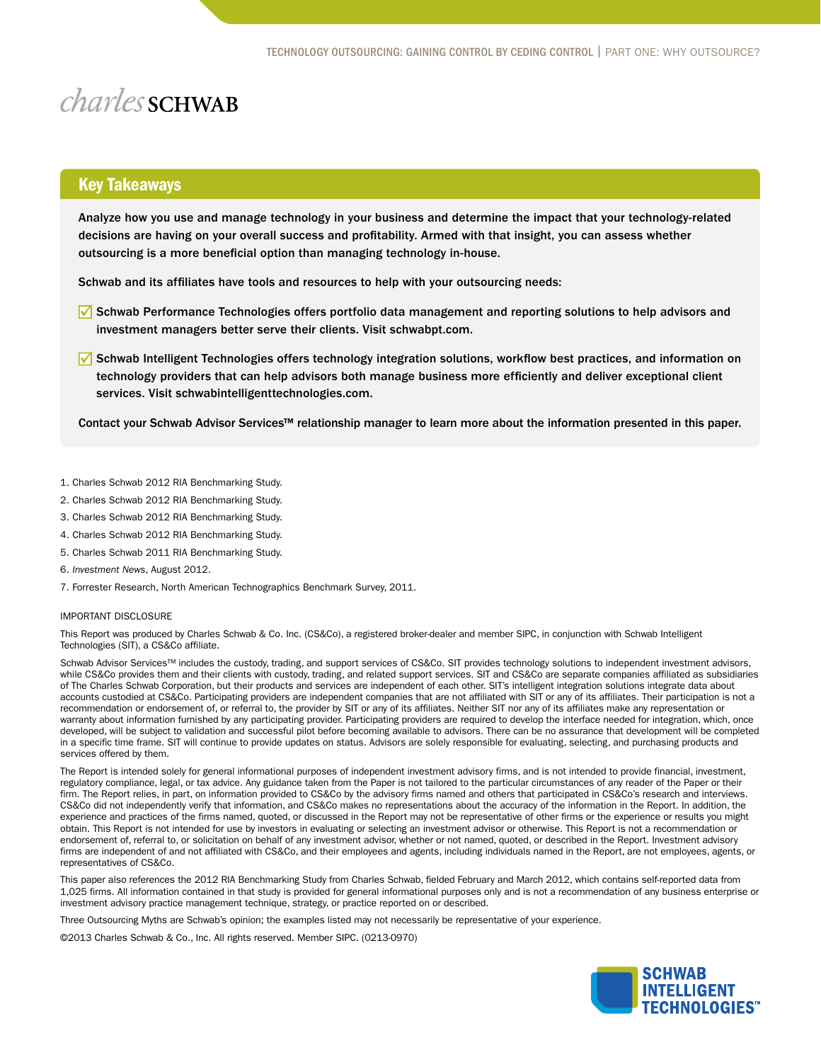charles SCHWAB

## Key Takeaways

**Analyze how you use and manage technology in your business and determine the impact that your technology-related decisions are having on your overall success and profitability. Armed with that insight, you can assess whether outsourcing is a more beneficial option than managing technology in-house.**

**Schwab and its affiliates have tools and resources to help with your outsourcing needs:**

- ☑ **Schwab Performance Technologies offers portfolio data management and reporting solutions to help advisors and investment managers better serve their clients. Visit schwabpt.com.**
- ☑ **Schwab Intelligent Technologies offers technology integration solutions, workflow best practices, and information on technology providers that can help advisors both manage business more efficiently and deliver exceptional client services. Visit schwabintelligenttechnologies.com.**

**Contact your Schwab Advisor Services™ relationship manager to learn more about the information presented in this paper.**

1. Charles Schwab 2012 RIA Benchmarking Study.
2. Charles Schwab 2012 RIA Benchmarking Study.
3. Charles Schwab 2012 RIA Benchmarking Study.
4. Charles Schwab 2012 RIA Benchmarking Study.
5. Charles Schwab 2011 RIA Benchmarking Study.
6. *Investment News*, August 2012.
7. Forrester Research, North American Technographics Benchmark Survey, 2011.

IMPORTANT DISCLOSURE

This Report was produced by Charles Schwab & Co. Inc. (CS&Co), a registered broker-dealer and member SIPC, in conjunction with Schwab Intelligent Technologies (SIT), a CS&Co affiliate.

Schwab Advisor Services™ includes the custody, trading, and support services of CS&Co. SIT provides technology solutions to independent investment advisors, while CS&Co provides them and their clients with custody, trading, and related support services. SIT and CS&Co are separate companies affiliated as subsidiaries of The Charles Schwab Corporation, but their products and services are independent of each other. SIT's intelligent integration solutions integrate data about accounts custodied at CS&Co. Participating providers are independent companies that are not affiliated with SIT or any of its affiliates. Their participation is not a recommendation or endorsement of, or referral to, the provider by SIT or any of its affiliates. Neither SIT nor any of its affiliates make any representation or warranty about information furnished by any participating provider. Participating providers are required to develop the interface needed for integration, which, once developed, will be subject to validation and successful pilot before becoming available to advisors. There can be no assurance that development will be completed in a specific time frame. SIT will continue to provide updates on status. Advisors are solely responsible for evaluating, selecting, and purchasing products and services offered by them.

The Report is intended solely for general informational purposes of independent investment advisory firms, and is not intended to provide financial, investment, regulatory compliance, legal, or tax advice. Any guidance taken from the Paper is not tailored to the particular circumstances of any reader of the Paper or their firm. The Report relies, in part, on information provided to CS&Co by the advisory firms named and others that participated in CS&Co's research and interviews. CS&Co did not independently verify that information, and CS&Co makes no representations about the accuracy of the information in the Report. In addition, the experience and practices of the firms named, quoted, or discussed in the Report may not be representative of other firms or the experience or results you might obtain. This Report is not intended for use by investors in evaluating or selecting an investment advisor or otherwise. This Report is not a recommendation or endorsement of, referral to, or solicitation on behalf of any investment advisor, whether or not named, quoted, or described in the Report. Investment advisory firms are independent of and not affiliated with CS&Co, and their employees and agents, including individuals named in the Report, are not employees, agents, or representatives of CS&Co.

This paper also references the 2012 RIA Benchmarking Study from Charles Schwab, fielded February and March 2012, which contains self-reported data from 1,025 firms. All information contained in that study is provided for general informational purposes only and is not a recommendation of any business enterprise or investment advisory practice management technique, strategy, or practice reported on or described.

Three Outsourcing Myths are Schwab's opinion; the examples listed may not necessarily be representative of your experience.

©2013 Charles Schwab & Co., Inc. All rights reserved. Member SIPC. (0213-0970)

SCHWAB INTELLIGENT TECHNOLOGIES™